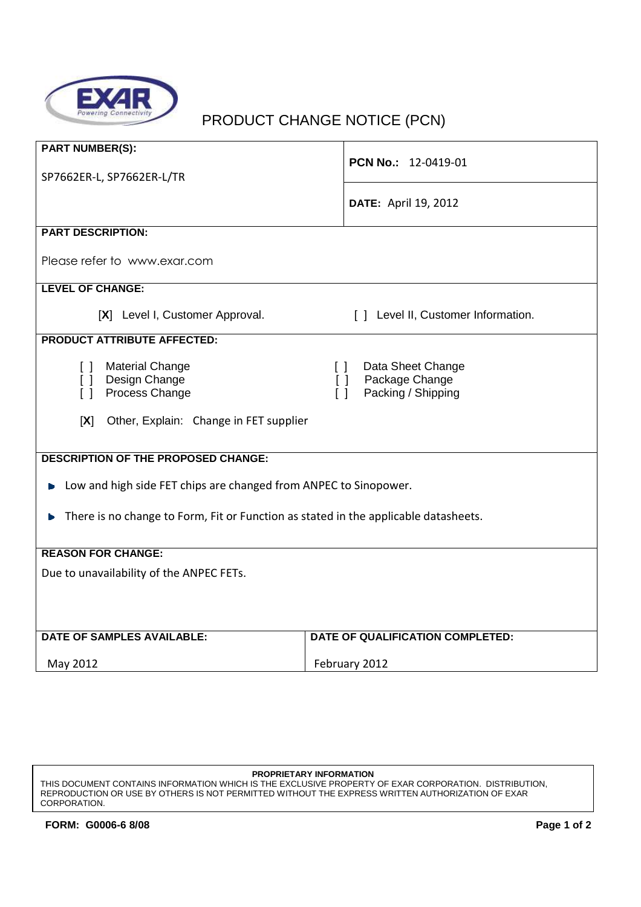EXAR Powering Connectivity

# PRODUCT CHANGE NOTICE (PCN)

**PART NUMBER(S):**

SP7662ER-L, SP7662ER-L/TR

**PCN No.:** 12-0419-01

**DATE:** April 19, 2012

**PART DESCRIPTION:**

Please refer to www.exar.com

**LEVEL OF CHANGE:**

[X] Level I, Customer Approval.  [ ] Level II, Customer Information.

**PRODUCT ATTRIBUTE AFFECTED:**

[ ] Material Change  [ ] Data Sheet Change
[ ] Design Change  [ ] Package Change
[ ] Process Change  [ ] Packing / Shipping

[X] Other, Explain: Change in FET supplier

**DESCRIPTION OF THE PROPOSED CHANGE:**

- Low and high side FET chips are changed from ANPEC to Sinopower.
- There is no change to Form, Fit or Function as stated in the applicable datasheets.

**REASON FOR CHANGE:**

Due to unavailability of the ANPEC FETs.

| DATE OF SAMPLES AVAILABLE: | DATE OF QUALIFICATION COMPLETED: |
| --- | --- |
| May 2012 | February 2012 |

**PROPRIETARY INFORMATION**
THIS DOCUMENT CONTAINS INFORMATION WHICH IS THE EXCLUSIVE PROPERTY OF EXAR CORPORATION. DISTRIBUTION, REPRODUCTION OR USE BY OTHERS IS NOT PERMITTED WITHOUT THE EXPRESS WRITTEN AUTHORIZATION OF EXAR CORPORATION.

**FORM: G0006-6 8/08**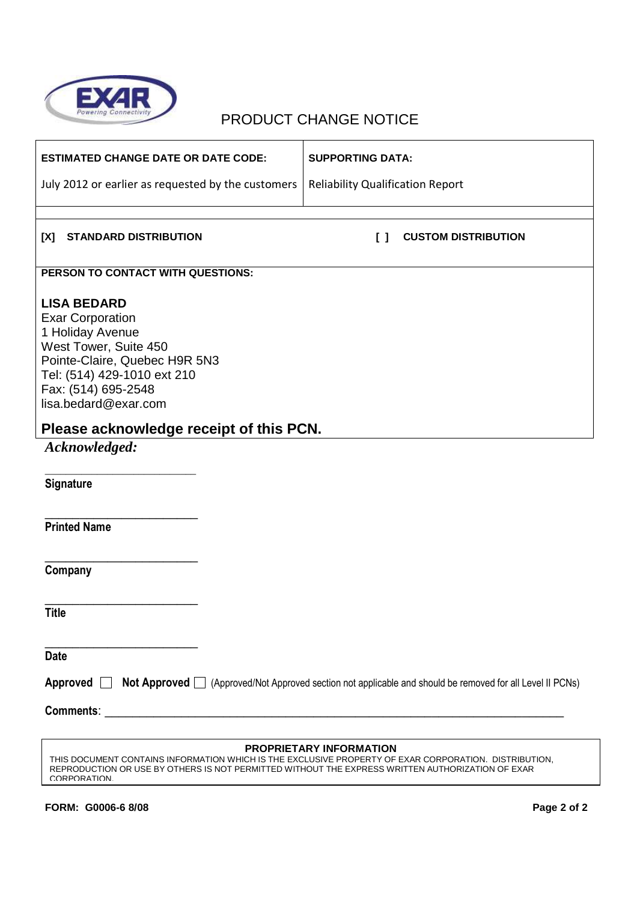# PRODUCT CHANGE NOTICE

| ESTIMATED CHANGE DATE OR DATE CODE: | SUPPORTING DATA: |
|---|---|
| July 2012 or earlier as requested by the customers | Reliability Qualification Report |

**[X] STANDARD DISTRIBUTION** **[ ] CUSTOM DISTRIBUTION**

**PERSON TO CONTACT WITH QUESTIONS:**

**LISA BEDARD**
Exar Corporation
1 Holiday Avenue
West Tower, Suite 450
Pointe-Claire, Quebec H9R 5N3
Tel: (514) 429-1010 ext 210
Fax: (514) 695-2548
lisa.bedard@exar.com

## Please acknowledge receipt of this PCN.

***Acknowledged:***

_______________________
**Signature**

_______________________
**Printed Name**

_______________________
**Company**

_______________________
**Title**

_______________________
**Date**

**Approved** ☐ **Not Approved** ☐ (Approved/Not Approved section not applicable and should be removed for all Level II PCNs)

**Comments**: ______________________________________________________________________

**PROPRIETARY INFORMATION**
THIS DOCUMENT CONTAINS INFORMATION WHICH IS THE EXCLUSIVE PROPERTY OF EXAR CORPORATION. DISTRIBUTION, REPRODUCTION OR USE BY OTHERS IS NOT PERMITTED WITHOUT THE EXPRESS WRITTEN AUTHORIZATION OF EXAR CORPORATION.

**FORM: G0006-6 8/08**